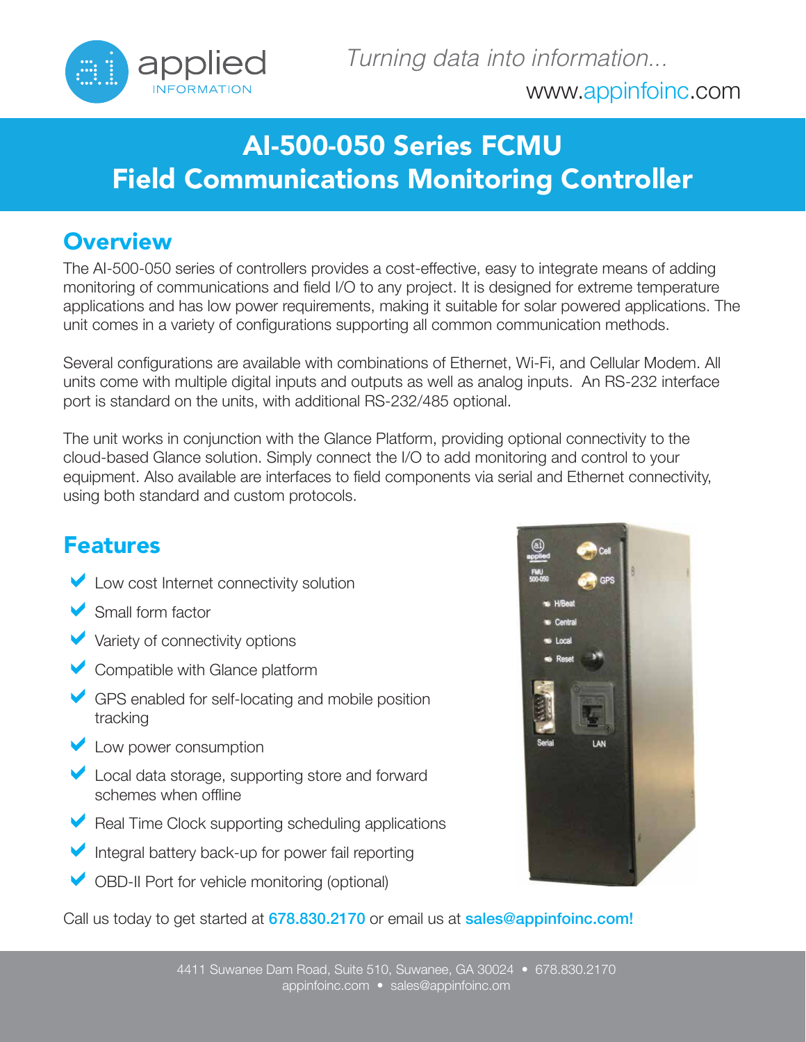*Turning data into information...*

www.appinfoinc.com

# AI-500-050 Series FCMU
# Field Communications Monitoring Controller

## Overview

The AI-500-050 series of controllers provides a cost-effective, easy to integrate means of adding monitoring of communications and field I/O to any project. It is designed for extreme temperature applications and has low power requirements, making it suitable for solar powered applications. The unit comes in a variety of configurations supporting all common communication methods.

Several configurations are available with combinations of Ethernet, Wi-Fi, and Cellular Modem. All units come with multiple digital inputs and outputs as well as analog inputs. An RS-232 interface port is standard on the units, with additional RS-232/485 optional.

The unit works in conjunction with the Glance Platform, providing optional connectivity to the cloud-based Glance solution. Simply connect the I/O to add monitoring and control to your equipment. Also available are interfaces to field components via serial and Ethernet connectivity, using both standard and custom protocols.

## Features

- Low cost Internet connectivity solution
- Small form factor
- Variety of connectivity options
- Compatible with Glance platform
- GPS enabled for self-locating and mobile position tracking
- Low power consumption
- Local data storage, supporting store and forward schemes when offline
- Real Time Clock supporting scheduling applications
- Integral battery back-up for power fail reporting
- OBD-II Port for vehicle monitoring (optional)

Call us today to get started at **678.830.2170** or email us at **sales@appinfoinc.com!**

4411 Suwanee Dam Road, Suite 510, Suwanee, GA 30024 • 678.830.2170
appinfoinc.com • sales@appinfoinc.com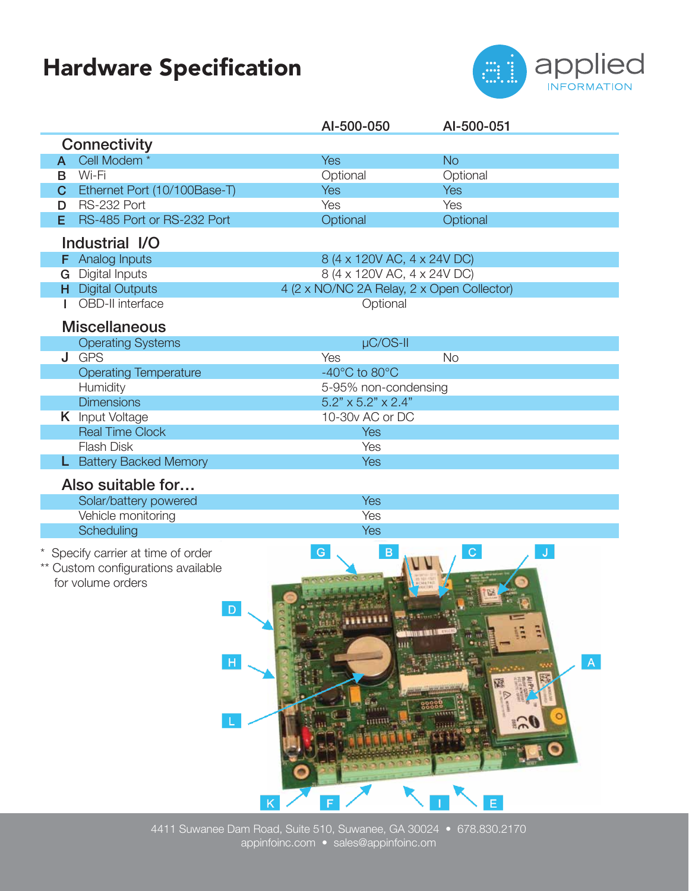# Hardware Specification

applied INFORMATION

| | | AI-500-050 | AI-500-051 |
|---|---|---|---|
| **Connectivity** | | | |
| A | Cell Modem * | Yes | No |
| B | Wi-Fi | Optional | Optional |
| C | Ethernet Port (10/100Base-T) | Yes | Yes |
| D | RS-232 Port | Yes | Yes |
| E | RS-485 Port or RS-232 Port | Optional | Optional |
| **Industrial I/O** | | | |
| F | Analog Inputs | 8 (4 x 120V AC, 4 x 24V DC) | |
| G | Digital Inputs | 8 (4 x 120V AC, 4 x 24V DC) | |
| H | Digital Outputs | 4 (2 x NO/NC 2A Relay, 2 x Open Collector) | |
| I | OBD-II interface | Optional | |
| **Miscellaneous** | | | |
| | Operating Systems | µC/OS-II | |
| J | GPS | Yes | No |
| | Operating Temperature | -40°C to 80°C | |
| | Humidity | 5-95% non-condensing | |
| | Dimensions | 5.2” x 5.2” x 2.4” | |
| K | Input Voltage | 10-30v AC or DC | |
| | Real Time Clock | Yes | |
| | Flash Disk | Yes | |
| L | Battery Backed Memory | Yes | |
| **Also suitable for…** | | | |
| | Solar/battery powered | Yes | |
| | Vehicle monitoring | Yes | |
| | Scheduling | Yes | |

\* Specify carrier at time of order

\*\* Custom configurations available for volume orders

G B C J D H A L K F I E

4411 Suwanee Dam Road, Suite 510, Suwanee, GA 30024 • 678.830.2170
appinfoinc.com • sales@appinfoinc.com